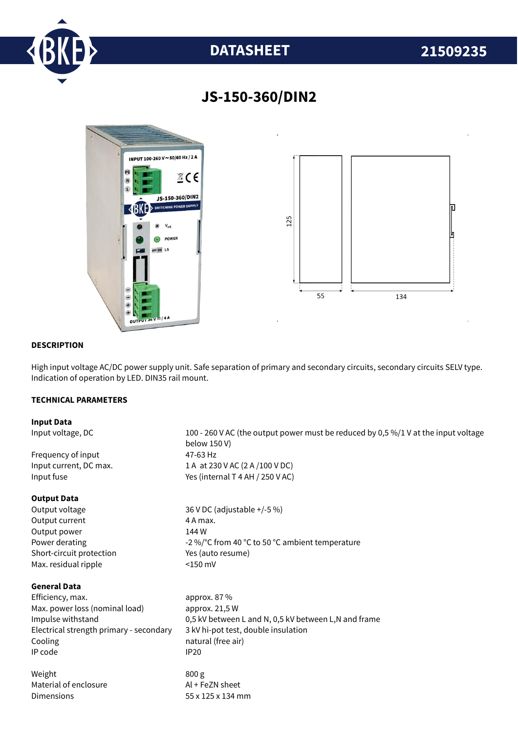# DATASHEET 21509235

## JS-150-360/DIN2

### DESCRIPTION

High input voltage AC/DC power supply unit. Safe separation of primary and secondary circuits, secondary circuits SELV type. Indication of operation by LED. DIN35 rail mount.

### TECHNICAL PARAMETERS

**Input Data**

| | |
|---|---|
| Input voltage, DC | 100 - 260 V AC (the output power must be reduced by 0,5 %/1 V at the input voltage below 150 V) |
| Frequency of input | 47-63 Hz |
| Input current, DC max. | 1 A at 230 V AC (2 A /100 V DC) |
| Input fuse | Yes (internal T 4 AH / 250 V AC) |

**Output Data**

| | |
|---|---|
| Output voltage | 36 V DC (adjustable +/-5 %) |
| Output current | 4 A max. |
| Output power | 144 W |
| Power derating | -2 %/°C from 40 °C to 50 °C ambient temperature |
| Short-circuit protection | Yes (auto resume) |
| Max. residual ripple | <150 mV |

**General Data**

| | |
|---|---|
| Efficiency, max. | approx. 87 % |
| Max. power loss (nominal load) | approx. 21,5 W |
| Impulse withstand | 0,5 kV between L and N, 0,5 kV between L,N and frame |
| Electrical strength primary - secondary | 3 kV hi-pot test, double insulation |
| Cooling | natural (free air) |
| IP code | IP20 |
| Weight | 800 g |
| Material of enclosure | Al + FeZN sheet |
| Dimensions | 55 x 125 x 134 mm |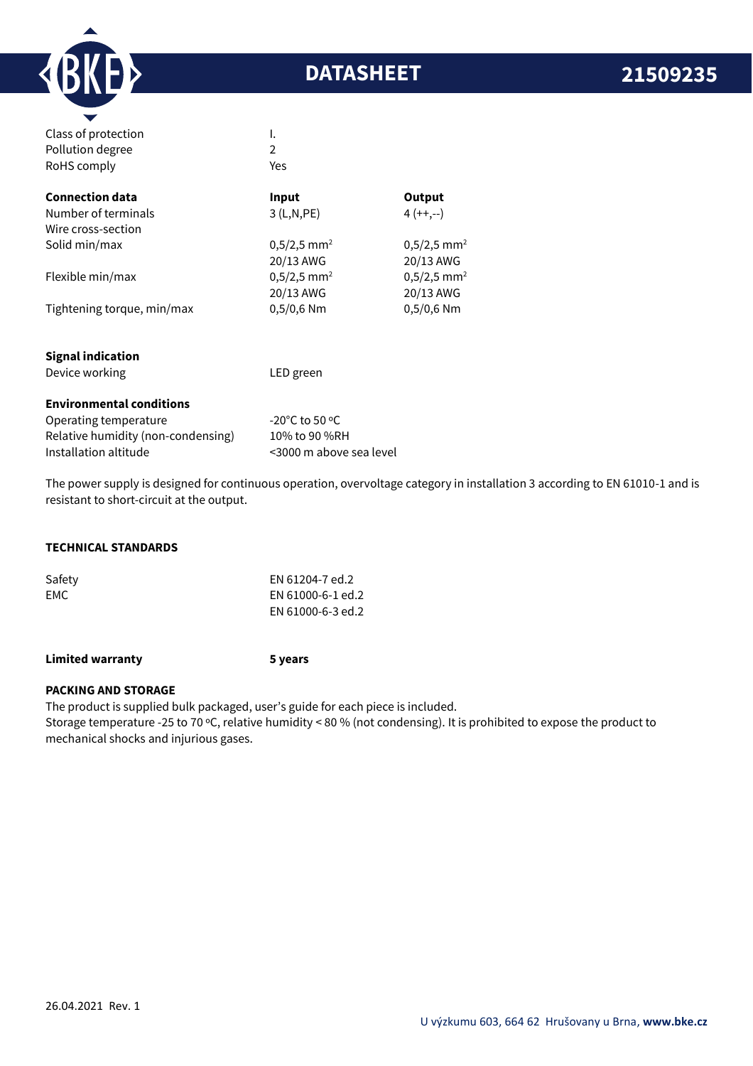| | | |
|---|---|---|
| Class of protection | I. | |
| Pollution degree | 2 | |
| RoHS comply | Yes | |
| **Connection data** | **Input** | **Output** |
| Number of terminals | 3 (L,N,PE) | 4 (++,--) |
| Wire cross-section | | |
| Solid min/max | 0,5/2,5 mm$^2$<br>20/13 AWG | 0,5/2,5 mm$^2$<br>20/13 AWG |
| Flexible min/max | 0,5/2,5 mm$^2$<br>20/13 AWG | 0,5/2,5 mm$^2$<br>20/13 AWG |
| Tightening torque, min/max | 0,5/0,6 Nm | 0,5/0,6 Nm |

**Signal indication**

| | |
|---|---|
| Device working | LED green |

**Environmental conditions**

| | |
|---|---|
| Operating temperature | -20°C to 50 °C |
| Relative humidity (non-condensing) | 10% to 90 %RH |
| Installation altitude | <3000 m above sea level |

The power supply is designed for continuous operation, overvoltage category in installation 3 according to EN 61010-1 and is resistant to short-circuit at the output.

**TECHNICAL STANDARDS**

| | |
|---|---|
| Safety | EN 61204-7 ed.2 |
| EMC | EN 61000-6-1 ed.2<br>EN 61000-6-3 ed.2 |

**Limited warranty** **5 years**

**PACKING AND STORAGE**

The product is supplied bulk packaged, user's guide for each piece is included.
Storage temperature -25 to 70 °C, relative humidity < 80 % (not condensing). It is prohibited to expose the product to mechanical shocks and injurious gases.

26.04.2021 Rev. 1

U výzkumu 603, 664 62 Hrušovany u Brna, **www.bke.cz**